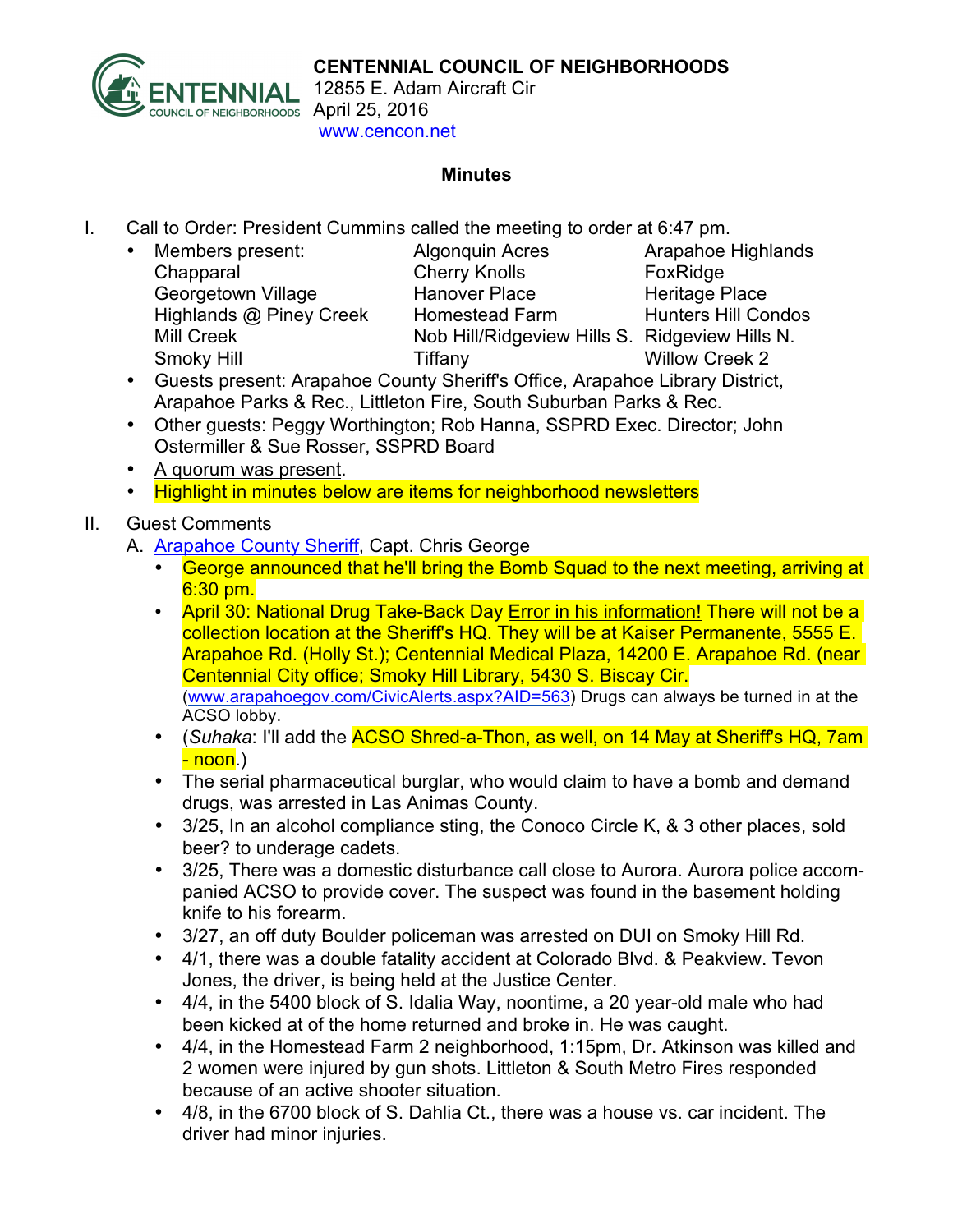**CENTENNIAL COUNCIL OF NEIGHBORHOODS**
12855 E. Adam Aircraft Cir
April 25, 2016
www.cencon.net

## Minutes

I. Call to Order: President Cummins called the meeting to order at 6:47 pm.
   - Members present:

| | | |
|---|---|---|
| | Algonquin Acres | Arapahoe Highlands |
| Chapparal | Cherry Knolls | FoxRidge |
| Georgetown Village | Hanover Place | Heritage Place |
| Highlands @ Piney Creek | Homestead Farm | Hunters Hill Condos |
| Mill Creek | Nob Hill/Ridgeview Hills S. | Ridgeview Hills N. |
| Smoky Hill | Tiffany | Willow Creek 2 |

   - Guests present: Arapahoe County Sheriff's Office, Arapahoe Library District, Arapahoe Parks & Rec., Littleton Fire, South Suburban Parks & Rec.
   - Other guests: Peggy Worthington; Rob Hanna, SSPRD Exec. Director; John Ostermiller & Sue Rosser, SSPRD Board
   - A quorum was present.
   - Highlight in minutes below are items for neighborhood newsletters

II. Guest Comments
   A. Arapahoe County Sheriff, Capt. Chris George
      - George announced that he'll bring the Bomb Squad to the next meeting, arriving at 6:30 pm.
      - April 30: National Drug Take-Back Day Error in his information! There will not be a collection location at the Sheriff's HQ. They will be at Kaiser Permanente, 5555 E. Arapahoe Rd. (Holly St.); Centennial Medical Plaza, 14200 E. Arapahoe Rd. (near Centennial City office; Smoky Hill Library, 5430 S. Biscay Cir. (www.arapahoegov.com/CivicAlerts.aspx?AID=563) Drugs can always be turned in at the ACSO lobby.
      - (*Suhaka*: I'll add the ACSO Shred-a-Thon, as well, on 14 May at Sheriff's HQ, 7am - noon.)
      - The serial pharmaceutical burglar, who would claim to have a bomb and demand drugs, was arrested in Las Animas County.
      - 3/25, In an alcohol compliance sting, the Conoco Circle K, & 3 other places, sold beer? to underage cadets.
      - 3/25, There was a domestic disturbance call close to Aurora. Aurora police accompanied ACSO to provide cover. The suspect was found in the basement holding knife to his forearm.
      - 3/27, an off duty Boulder policeman was arrested on DUI on Smoky Hill Rd.
      - 4/1, there was a double fatality accident at Colorado Blvd. & Peakview. Tevon Jones, the driver, is being held at the Justice Center.
      - 4/4, in the 5400 block of S. Idalia Way, noontime, a 20 year-old male who had been kicked at of the home returned and broke in. He was caught.
      - 4/4, in the Homestead Farm 2 neighborhood, 1:15pm, Dr. Atkinson was killed and 2 women were injured by gun shots. Littleton & South Metro Fires responded because of an active shooter situation.
      - 4/8, in the 6700 block of S. Dahlia Ct., there was a house vs. car incident. The driver had minor injuries.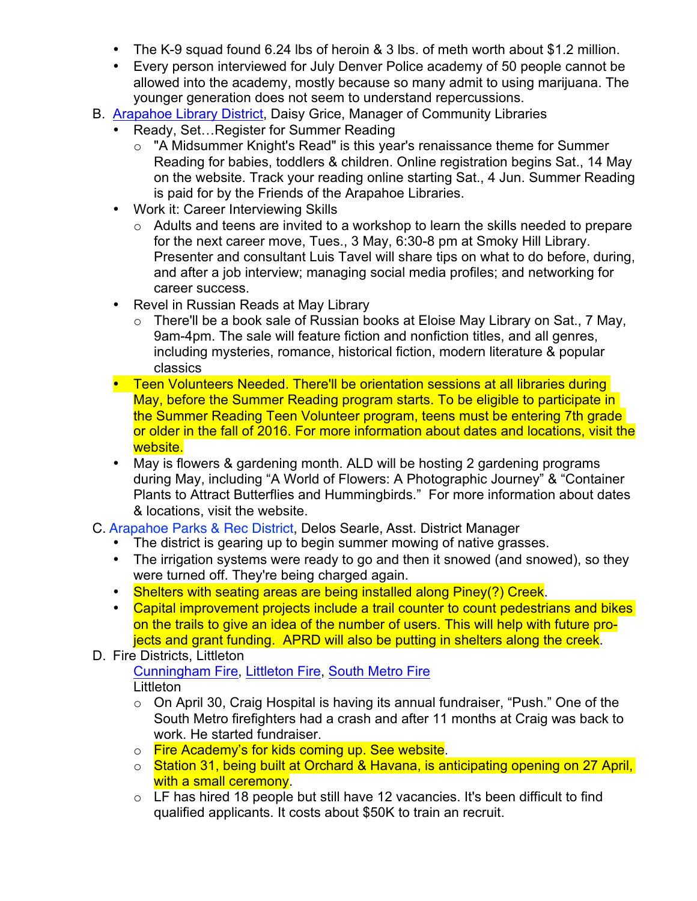- The K-9 squad found 6.24 lbs of heroin & 3 lbs. of meth worth about $1.2 million.
- Every person interviewed for July Denver Police academy of 50 people cannot be allowed into the academy, mostly because so many admit to using marijuana. The younger generation does not seem to understand repercussions.

B. Arapahoe Library District, Daisy Grice, Manager of Community Libraries

- Ready, Set…Register for Summer Reading
  - "A Midsummer Knight's Read" is this year's renaissance theme for Summer Reading for babies, toddlers & children. Online registration begins Sat., 14 May on the website. Track your reading online starting Sat., 4 Jun. Summer Reading is paid for by the Friends of the Arapahoe Libraries.
- Work it: Career Interviewing Skills
  - Adults and teens are invited to a workshop to learn the skills needed to prepare for the next career move, Tues., 3 May, 6:30-8 pm at Smoky Hill Library. Presenter and consultant Luis Tavel will share tips on what to do before, during, and after a job interview; managing social media profiles; and networking for career success.
- Revel in Russian Reads at May Library
  - There'll be a book sale of Russian books at Eloise May Library on Sat., 7 May, 9am-4pm. The sale will feature fiction and nonfiction titles, and all genres, including mysteries, romance, historical fiction, modern literature & popular classics
- Teen Volunteers Needed. There'll be orientation sessions at all libraries during May, before the Summer Reading program starts. To be eligible to participate in the Summer Reading Teen Volunteer program, teens must be entering 7th grade or older in the fall of 2016. For more information about dates and locations, visit the website.
- May is flowers & gardening month. ALD will be hosting 2 gardening programs during May, including “A World of Flowers: A Photographic Journey” & “Container Plants to Attract Butterflies and Hummingbirds.” For more information about dates & locations, visit the website.

C. Arapahoe Parks & Rec District, Delos Searle, Asst. District Manager

- The district is gearing up to begin summer mowing of native grasses.
- The irrigation systems were ready to go and then it snowed (and snowed), so they were turned off. They're being charged again.
- Shelters with seating areas are being installed along Piney(?) Creek.
- Capital improvement projects include a trail counter to count pedestrians and bikes on the trails to give an idea of the number of users. This will help with future projects and grant funding. APRD will also be putting in shelters along the creek.

D. Fire Districts, Littleton

Cunningham Fire, Littleton Fire, South Metro Fire

Littleton

- On April 30, Craig Hospital is having its annual fundraiser, “Push.” One of the South Metro firefighters had a crash and after 11 months at Craig was back to work. He started fundraiser.
- Fire Academy’s for kids coming up. See website.
- Station 31, being built at Orchard & Havana, is anticipating opening on 27 April, with a small ceremony.
- LF has hired 18 people but still have 12 vacancies. It's been difficult to find qualified applicants. It costs about $50K to train an recruit.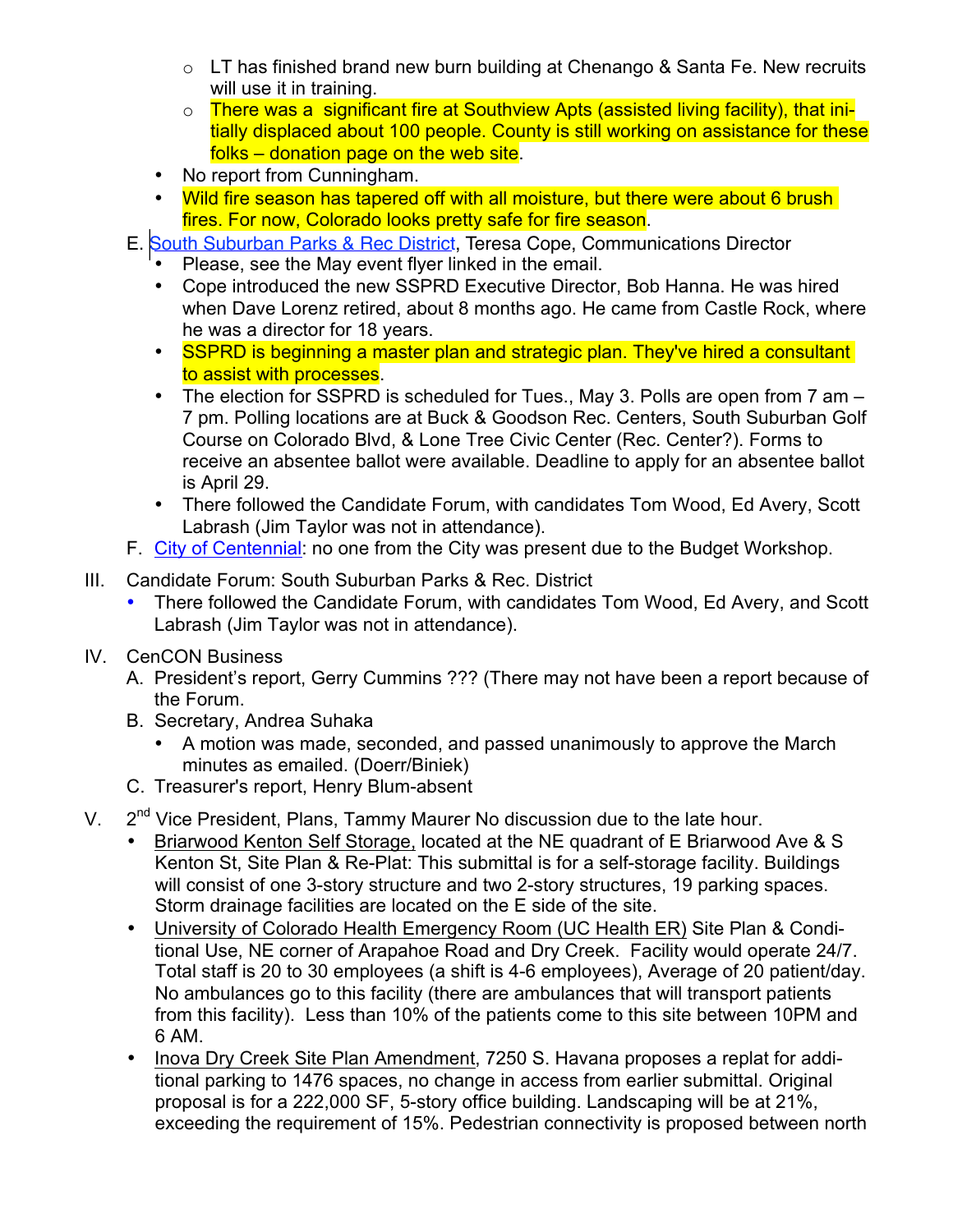- LT has finished brand new burn building at Chenango & Santa Fe. New recruits will use it in training.
  - There was a significant fire at Southview Apts (assisted living facility), that initially displaced about 100 people. County is still working on assistance for these folks – donation page on the web site.
- No report from Cunningham.
- Wild fire season has tapered off with all moisture, but there were about 6 brush fires. For now, Colorado looks pretty safe for fire season.

E. South Suburban Parks & Rec District, Teresa Cope, Communications Director
- Please, see the May event flyer linked in the email.
- Cope introduced the new SSPRD Executive Director, Bob Hanna. He was hired when Dave Lorenz retired, about 8 months ago. He came from Castle Rock, where he was a director for 18 years.
- SSPRD is beginning a master plan and strategic plan. They've hired a consultant to assist with processes.
- The election for SSPRD is scheduled for Tues., May 3. Polls are open from 7 am – 7 pm. Polling locations are at Buck & Goodson Rec. Centers, South Suburban Golf Course on Colorado Blvd, & Lone Tree Civic Center (Rec. Center?). Forms to receive an absentee ballot were available. Deadline to apply for an absentee ballot is April 29.
- There followed the Candidate Forum, with candidates Tom Wood, Ed Avery, Scott Labrash (Jim Taylor was not in attendance).

F. City of Centennial: no one from the City was present due to the Budget Workshop.

III. Candidate Forum: South Suburban Parks & Rec. District
- There followed the Candidate Forum, with candidates Tom Wood, Ed Avery, and Scott Labrash (Jim Taylor was not in attendance).

IV. CenCON Business

A. President's report, Gerry Cummins ??? (There may not have been a report because of the Forum.

B. Secretary, Andrea Suhaka
- A motion was made, seconded, and passed unanimously to approve the March minutes as emailed. (Doerr/Biniek)

C. Treasurer's report, Henry Blum-absent

V. 2nd Vice President, Plans, Tammy Maurer No discussion due to the late hour.
- Briarwood Kenton Self Storage, located at the NE quadrant of E Briarwood Ave & S Kenton St, Site Plan & Re-Plat: This submittal is for a self-storage facility. Buildings will consist of one 3-story structure and two 2-story structures, 19 parking spaces. Storm drainage facilities are located on the E side of the site.
- University of Colorado Health Emergency Room (UC Health ER) Site Plan & Conditional Use, NE corner of Arapahoe Road and Dry Creek. Facility would operate 24/7. Total staff is 20 to 30 employees (a shift is 4-6 employees), Average of 20 patient/day. No ambulances go to this facility (there are ambulances that will transport patients from this facility). Less than 10% of the patients come to this site between 10PM and 6 AM.
- Inova Dry Creek Site Plan Amendment, 7250 S. Havana proposes a replat for additional parking to 1476 spaces, no change in access from earlier submittal. Original proposal is for a 222,000 SF, 5-story office building. Landscaping will be at 21%, exceeding the requirement of 15%. Pedestrian connectivity is proposed between north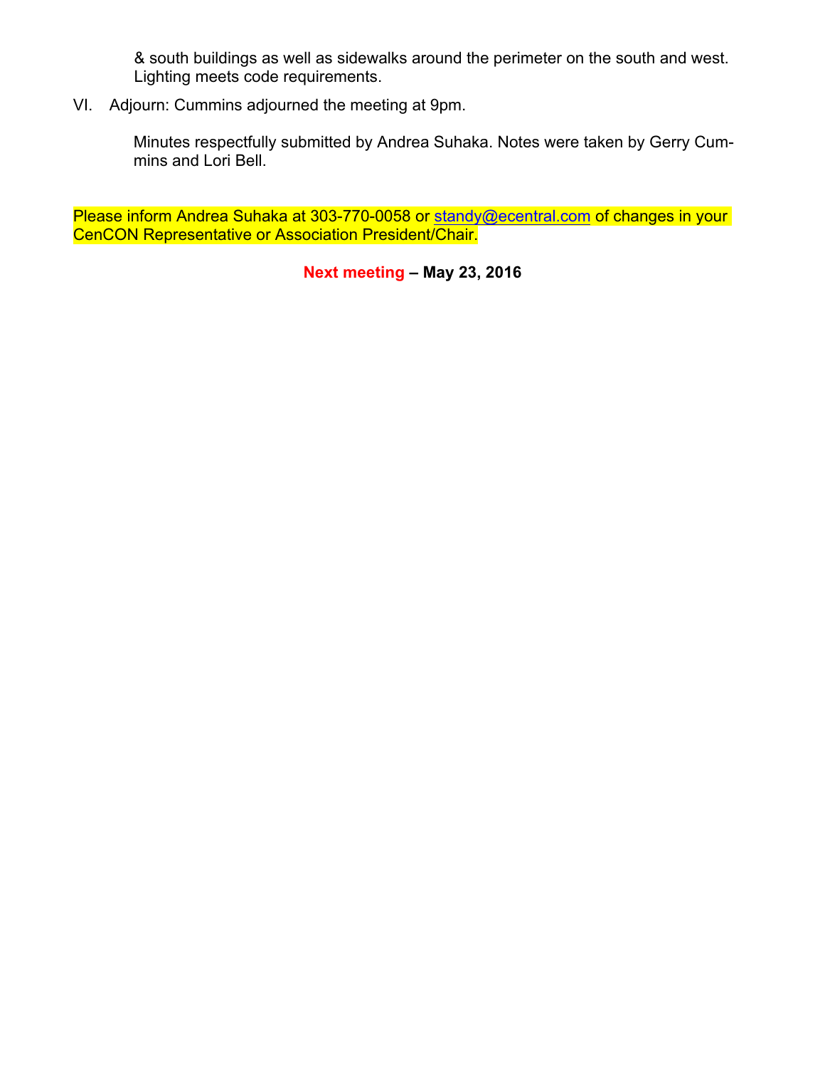& south buildings as well as sidewalks around the perimeter on the south and west. Lighting meets code requirements.

VI. Adjourn: Cummins adjourned the meeting at 9pm.

Minutes respectfully submitted by Andrea Suhaka. Notes were taken by Gerry Cummins and Lori Bell.

Please inform Andrea Suhaka at 303-770-0058 or standy@ecentral.com of changes in your CenCON Representative or Association President/Chair.

**Next meeting – May 23, 2016**